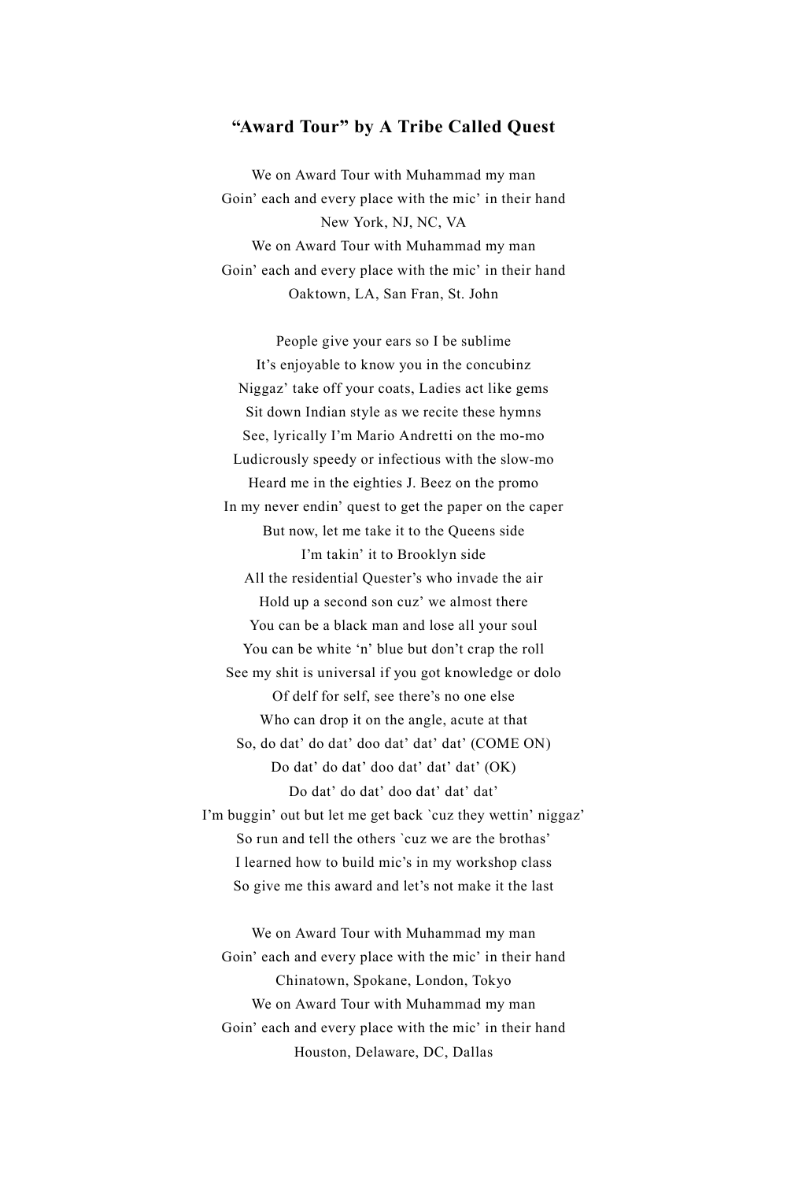**“Award Tour” by A Tribe Called Quest**

We on Award Tour with Muhammad my man
Goin’ each and every place with the mic’ in their hand
New York, NJ, NC, VA
We on Award Tour with Muhammad my man
Goin’ each and every place with the mic’ in their hand
Oaktown, LA, San Fran, St. John

People give your ears so I be sublime
It’s enjoyable to know you in the concubinz
Niggaz’ take off your coats, Ladies act like gems
Sit down Indian style as we recite these hymns
See, lyrically I’m Mario Andretti on the mo-mo
Ludicrously speedy or infectious with the slow-mo
Heard me in the eighties J. Beez on the promo
In my never endin’ quest to get the paper on the caper
But now, let me take it to the Queens side
I’m takin’ it to Brooklyn side
All the residential Quester’s who invade the air
Hold up a second son cuz’ we almost there
You can be a black man and lose all your soul
You can be white ‘n’ blue but don’t crap the roll
See my shit is universal if you got knowledge or dolo
Of delf for self, see there’s no one else
Who can drop it on the angle, acute at that
So, do dat’ do dat’ doo dat’ dat’ dat’ (COME ON)
Do dat’ do dat’ doo dat’ dat’ dat’ (OK)
Do dat’ do dat’ doo dat’ dat’ dat’
I’m buggin’ out but let me get back `cuz they wettin’ niggaz’
So run and tell the others `cuz we are the brothas’
I learned how to build mic’s in my workshop class
So give me this award and let’s not make it the last

We on Award Tour with Muhammad my man
Goin’ each and every place with the mic’ in their hand
Chinatown, Spokane, London, Tokyo
We on Award Tour with Muhammad my man
Goin’ each and every place with the mic’ in their hand
Houston, Delaware, DC, Dallas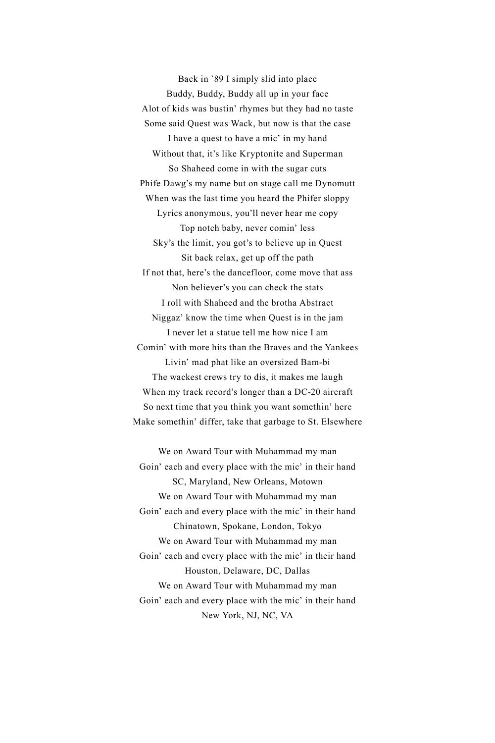Back in `89 I simply slid into place
Buddy, Buddy, Buddy all up in your face
Alot of kids was bustin' rhymes but they had no taste
Some said Quest was Wack, but now is that the case
I have a quest to have a mic' in my hand
Without that, it's like Kryptonite and Superman
So Shaheed come in with the sugar cuts
Phife Dawg's my name but on stage call me Dynomutt
When was the last time you heard the Phifer sloppy
Lyrics anonymous, you'll never hear me copy
Top notch baby, never comin' less
Sky's the limit, you got's to believe up in Quest
Sit back relax, get up off the path
If not that, here's the dancefloor, come move that ass
Non believer's you can check the stats
I roll with Shaheed and the brotha Abstract
Niggaz' know the time when Quest is in the jam
I never let a statue tell me how nice I am
Comin' with more hits than the Braves and the Yankees
Livin' mad phat like an oversized Bam-bi
The wackest crews try to dis, it makes me laugh
When my track record's longer than a DC-20 aircraft
So next time that you think you want somethin' here
Make somethin' differ, take that garbage to St. Elsewhere

We on Award Tour with Muhammad my man
Goin' each and every place with the mic' in their hand
SC, Maryland, New Orleans, Motown
We on Award Tour with Muhammad my man
Goin' each and every place with the mic' in their hand
Chinatown, Spokane, London, Tokyo
We on Award Tour with Muhammad my man
Goin' each and every place with the mic' in their hand
Houston, Delaware, DC, Dallas
We on Award Tour with Muhammad my man
Goin' each and every place with the mic' in their hand
New York, NJ, NC, VA